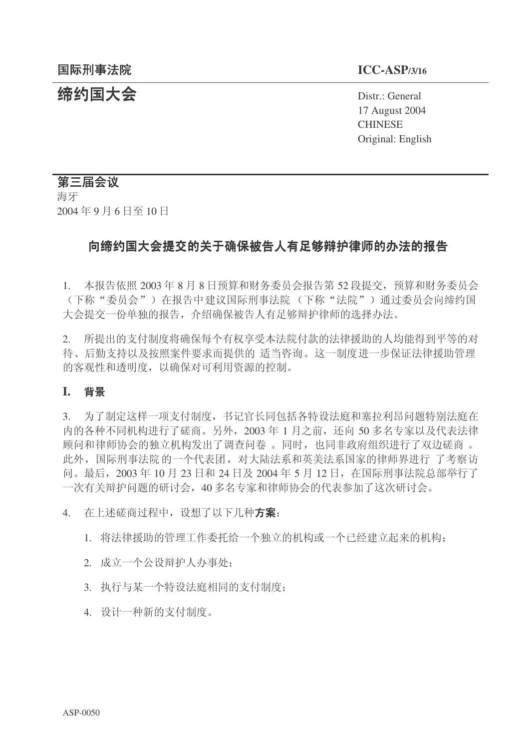国际刑事法院 **ICC-ASP/3/16**

# 缔约国大会

Distr.: General
17 August 2004
CHINESE
Original: English

## 第三届会议

海牙
2004 年 9 月 6 日至 10 日

## 向缔约国大会提交的关于确保被告人有足够辩护律师的办法的报告

1. 本报告依照 2003 年 8 月 8 日预算和财务委员会报告第 52 段提交，预算和财务委员会（下称“委员会”）在报告中建议国际刑事法院（下称“法院”）通过委员会向缔约国大会提交一份单独的报告，介绍确保被告人有足够辩护律师的选择办法。

2. 所提出的支付制度将确保每个有权享受本法院付款的法律援助的人均能得到平等的对待、后勤支持以及按照案件要求而提供的 适当咨询。这一制度进一步保证法律援助管理的客观性和透明度，以确保对可利用资源的控制。

### I. 背景

3. 为了制定这样一项支付制度，书记官长同包括各特设法庭和塞拉利昂问题特别法庭在内的各种不同机构进行了磋商。另外，2003 年 1 月之前，还向 50 多名专家以及代表法律顾问和律师协会的独立机构发出了调查问卷 。同时，也同非政府组织进行了双边磋商 。此外，国际刑事法院 的一个代表团，对大陆法系和英美法系国家的律师界进行 了考察访问。最后，2003 年 10 月 23 日和 24 日及 2004 年 5 月 12 日，在国际刑事法院总部举行了一次有关辩护问题的研讨会，40 多名专家和律师协会的代表参加了这次研讨会。

4. 在上述磋商过程中，设想了以下几种**方案**：

1. 将法律援助的管理工作委托给一个独立的机构或一个已经建立起来的机构；
2. 成立一个公设辩护人办事处；
3. 执行与某一个特设法庭相同的支付制度；
4. 设计一种新的支付制度。

ASP-0050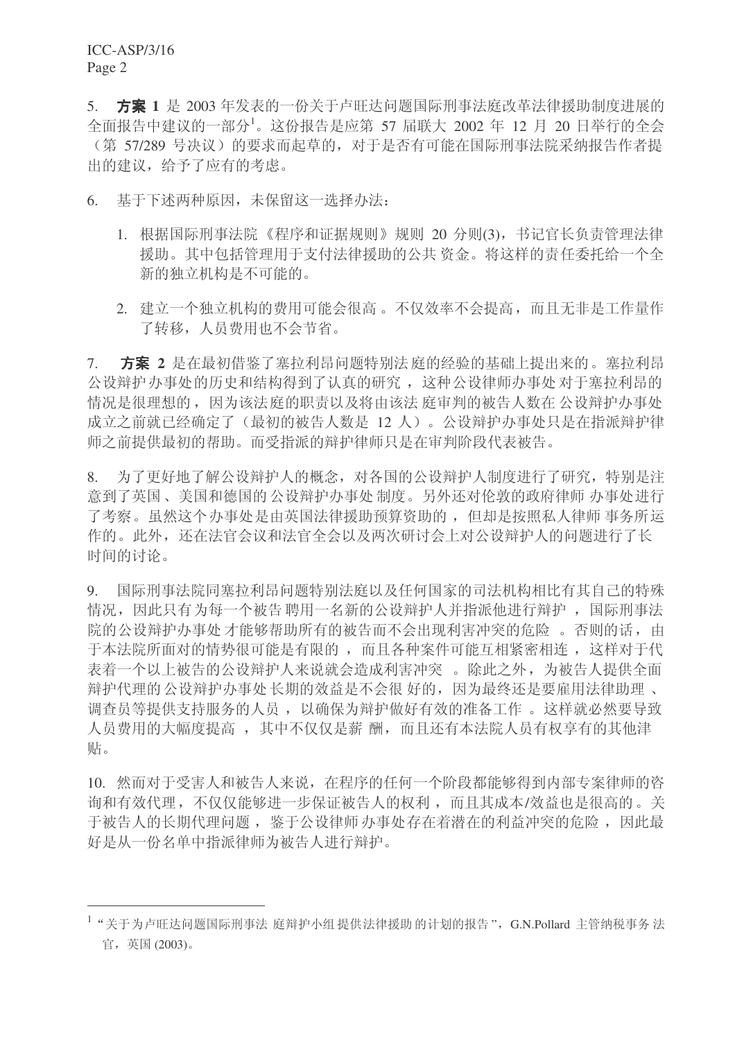5. **方案 1** 是 2003 年发表的一份关于卢旺达问题国际刑事法庭改革法律援助制度进展的全面报告中建议的一部分[1]。这份报告是应第 57 届联大 2002 年 12 月 20 日举行的全会（第 57/289 号决议）的要求而起草的，对于是否有可能在国际刑事法院采纳报告作者提出的建议，给予了应有的考虑。

6. 基于下述两种原因，未保留这一选择办法：

1. 根据国际刑事法院《程序和证据规则》规则 20 分则(3)，书记官长负责管理法律援助。其中包括管理用于支付法律援助的公共资金。将这样的责任委托给一个全新的独立机构是不可能的。

2. 建立一个独立机构的费用可能会很高。不仅效率不会提高，而且无非是工作量作了转移，人员费用也不会节省。

7. **方案 2** 是在最初借鉴了塞拉利昂问题特别法庭的经验的基础上提出来的。塞拉利昂公设辩护办事处的历史和结构得到了认真的研究，这种公设律师办事处对于塞拉利昂的情况是很理想的，因为该法庭的职责以及将由该法庭审判的被告人数在公设辩护办事处成立之前就已经确定了（最初的被告人数是 12 人）。公设辩护办事处只是在指派辩护律师之前提供最初的帮助。而受指派的辩护律师只是在审判阶段代表被告。

8. 为了更好地了解公设辩护人的概念，对各国的公设辩护人制度进行了研究，特别是注意到了英国、美国和德国的公设辩护办事处制度。另外还对伦敦的政府律师办事处进行了考察。虽然这个办事处是由英国法律援助预算资助的，但却是按照私人律师事务所运作的。此外，还在法官会议和法官全会以及两次研讨会上对公设辩护人的问题进行了长时间的讨论。

9. 国际刑事法院同塞拉利昂问题特别法庭以及任何国家的司法机构相比有其自己的特殊情况，因此只有为每一个被告聘用一名新的公设辩护人并指派他进行辩护，国际刑事法院的公设辩护办事处才能够帮助所有的被告而不会出现利害冲突的危险。否则的话，由于本法院所面对的情势很可能是有限的，而且各种案件可能互相紧密相连，这样对于代表着一个以上被告的公设辩护人来说就会造成利害冲突。除此之外，为被告人提供全面辩护代理的公设辩护办事处长期的效益是不会很好的，因为最终还是要雇用法律助理、调查员等提供支持服务的人员，以确保为辩护做好有效的准备工作。这样就必然要导致人员费用的大幅度提高，其中不仅仅是薪酬，而且还有本法院人员有权享有的其他津贴。

10. 然而对于受害人和被告人来说，在程序的任何一个阶段都能够得到内部专案律师的咨询和有效代理，不仅仅能够进一步保证被告人的权利，而且其成本/效益也是很高的。关于被告人的长期代理问题，鉴于公设律师办事处存在着潜在的利益冲突的危险，因此最好是从一份名单中指派律师为被告人进行辩护。

---

[1] "关于为卢旺达问题国际刑事法庭辩护小组提供法律援助的计划的报告"，G.N.Pollard 主管纳税事务法官，英国 (2003)。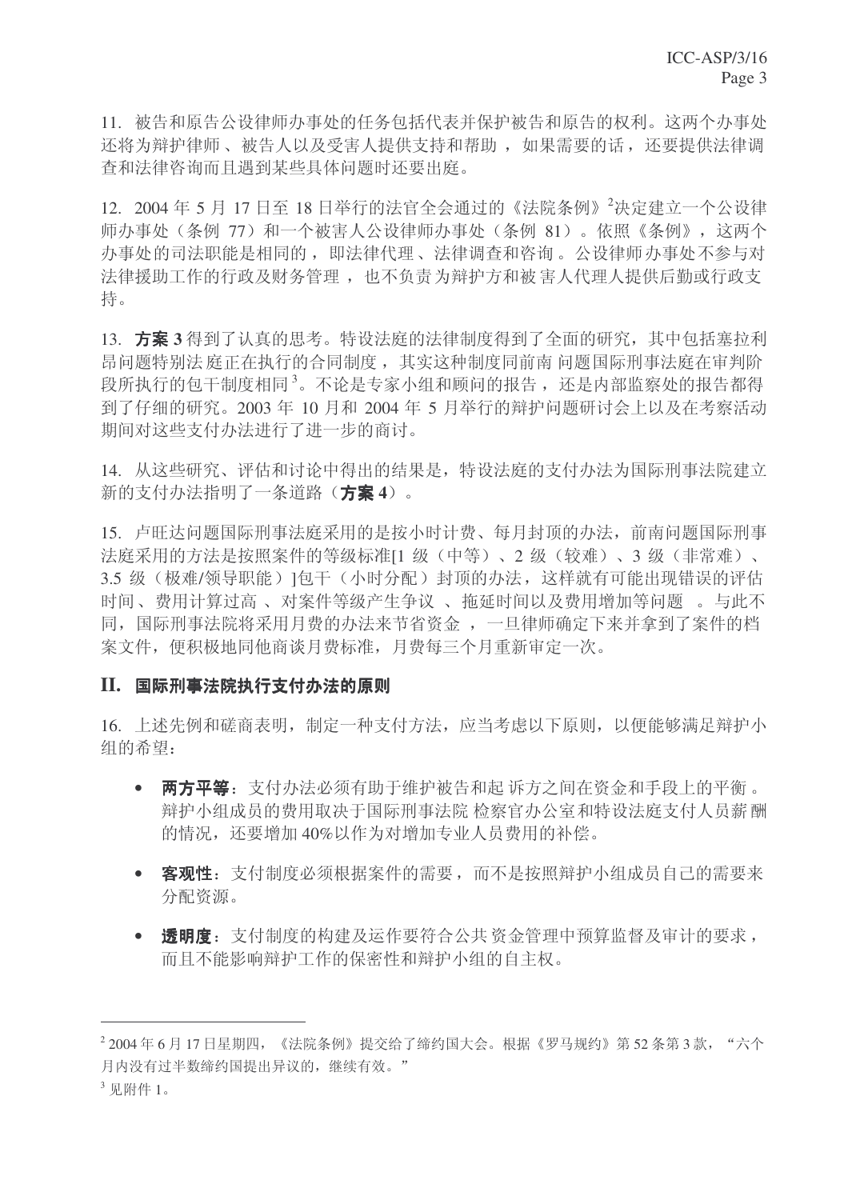11. 被告和原告公设律师办事处的任务包括代表并保护被告和原告的权利。这两个办事处还将为辩护律师、被告人以及受害人提供支持和帮助，如果需要的话，还要提供法律调查和法律咨询而且遇到某些具体问题时还要出庭。

12. 2004 年 5 月 17 日至 18 日举行的法官全会通过的《法院条例》[2]决定建立一个公设律师办事处（条例 77）和一个被害人公设律师办事处（条例 81）。依照《条例》，这两个办事处的司法职能是相同的，即法律代理、法律调查和咨询。公设律师办事处不参与对法律援助工作的行政及财务管理，也不负责为辩护方和被害人代理人提供后勤或行政支持。

13. **方案 3** 得到了认真的思考。特设法庭的法律制度得到了全面的研究，其中包括塞拉利昂问题特别法庭正在执行的合同制度，其实这种制度同前南问题国际刑事法庭在审判阶段所执行的包干制度相同[3]。不论是专家小组和顾问的报告，还是内部监察处的报告都得到了仔细的研究。2003 年 10 月和 2004 年 5 月举行的辩护问题研讨会上以及在考察活动期间对这些支付办法进行了进一步的商讨。

14. 从这些研究、评估和讨论中得出的结果是，特设法庭的支付办法为国际刑事法院建立新的支付办法指明了一条道路（**方案 4**）。

15. 卢旺达问题国际刑事法庭采用的是按小时计费、每月封顶的办法，前南问题国际刑事法庭采用的方法是按照案件的等级标准[1 级（中等）、2 级（较难）、3 级（非常难）、3.5 级（极难/领导职能）]包干（小时分配）封顶的办法，这样就有可能出现错误的评估时间、费用计算过高、对案件等级产生争议、拖延时间以及费用增加等问题。与此不同，国际刑事法院将采用月费的办法来节省资金，一旦律师确定下来并拿到了案件的档案文件，便积极地同他商谈月费标准，月费每三个月重新审定一次。

## II. 国际刑事法院执行支付办法的原则

16. 上述先例和磋商表明，制定一种支付方法，应当考虑以下原则，以便能够满足辩护小组的希望：

- **两方平等**：支付办法必须有助于维护被告和起诉方之间在资金和手段上的平衡。辩护小组成员的费用取决于国际刑事法院检察官办公室和特设法庭支付人员薪酬的情况，还要增加 40%以作为对增加专业人员费用的补偿。

- **客观性**：支付制度必须根据案件的需要，而不是按照辩护小组成员自己的需要来分配资源。

- **透明度**：支付制度的构建及运作要符合公共资金管理中预算监督及审计的要求，而且不能影响辩护工作的保密性和辩护小组的自主权。

---

[2] 2004 年 6 月 17 日星期四，《法院条例》提交给了缔约国大会。根据《罗马规约》第 52 条第 3 款，“六个月内没有过半数缔约国提出异议的，继续有效。”

[3] 见附件 1。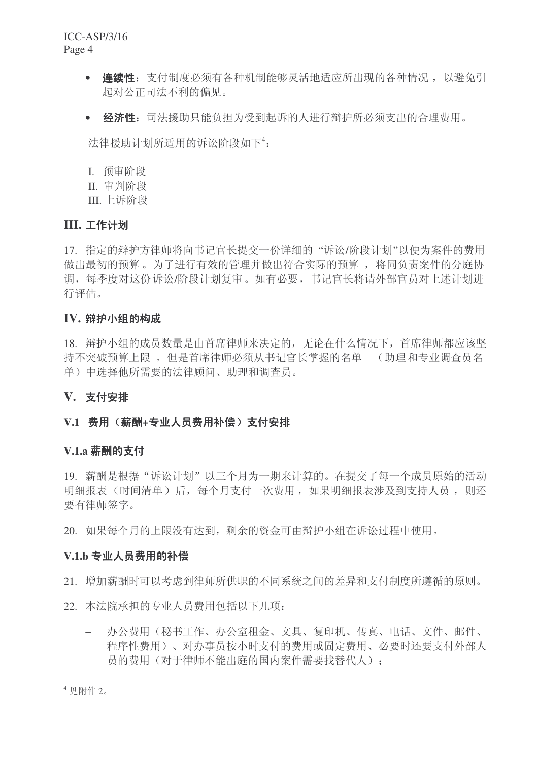- **连续性**：支付制度必须有各种机制能够灵活地适应所出现的各种情况 ，以避免引起对公正司法不利的偏见。

- **经济性**：司法援助只能负担为受到起诉的人进行辩护所必须支出的合理费用。

法律援助计划所适用的诉讼阶段如下[4]：

I. 预审阶段
II. 审判阶段
III. 上诉阶段

## III. 工作计划

17. 指定的辩护方律师将向书记官长提交一份详细的 “诉讼/阶段计划”以便为案件的费用做出最初的预算 。为了进行有效的管理并做出符合实际的预算 ，将同负责案件的分庭协调，每季度对这份诉讼/阶段计划复审 。如有必要，书记官长将请外部官员对上述计划进行评估。

## IV. 辩护小组的构成

18. 辩护小组的成员数量是由首席律师来决定的，无论在什么情况下，首席律师都应该坚持不突破预算上限 。但是首席律师必须从书记官长掌握的名单 （助理和专业调查员名单）中选择他所需要的法律顾问、助理和调查员。

## V. 支付安排

### V.1 费用（薪酬+专业人员费用补偿）支付安排

#### V.1.a 薪酬的支付

19. 薪酬是根据“诉讼计划”以三个月为一期来计算的。在提交了每一个成员原始的活动明细报表（时间清单）后，每个月支付一次费用 ，如果明细报表涉及到支持人员 ，则还要有律师签字。

20. 如果每个月的上限没有达到，剩余的资金可由辩护小组在诉讼过程中使用。

#### V.1.b 专业人员费用的补偿

21. 增加薪酬时可以考虑到律师所供职的不同系统之间的差异和支付制度所遵循的原则。

22. 本法院承担的专业人员费用包括以下几项：

- 办公费用（秘书工作、办公室租金、文具、复印机、传真、电话、文件、邮件、程序性费用）、对办事员按小时支付的费用或固定费用、必要时还要支付外部人员的费用（对于律师不能出庭的国内案件需要找替代人）；

---

[4] 见附件 2。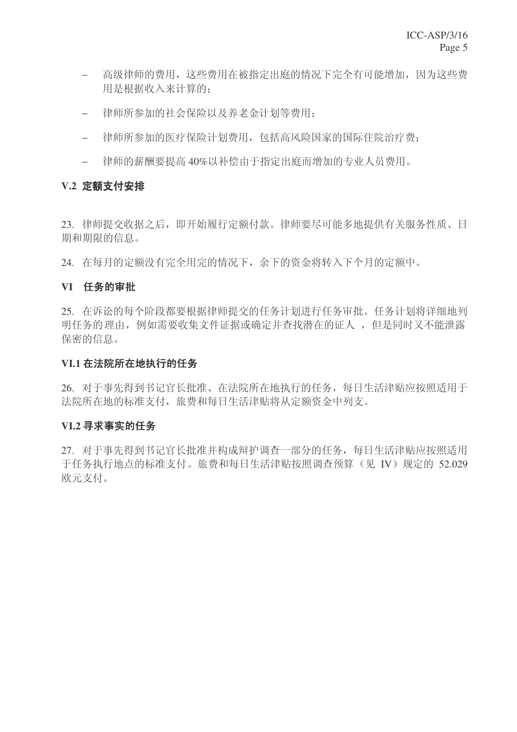- 高级律师的费用，这些费用在被指定出庭的情况下完全有可能增加，因为这些费用是根据收入来计算的；
- 律师所参加的社会保险以及养老金计划等费用；
- 律师所参加的医疗保险计划费用，包括高风险国家的国际住院治疗费；
- 律师的薪酬要提高 40%以补偿由于指定出庭而增加的专业人员费用。

### V.2 定额支付安排

23. 律师提交收据之后，即开始履行定额付款。律师要尽可能多地提供有关服务性质、日期和期限的信息。

24. 在每月的定额没有完全用完的情况下，余下的资金将转入下个月的定额中。

## VI 任务的审批

25. 在诉讼的每个阶段都要根据律师提交的任务计划进行任务审批。任务计划将详细地列明任务的理由，例如需要收集文件证据或确定并查找潜在的证人 ，但是同时又不能泄露保密的信息。

### VI.1 在法院所在地执行的任务

26. 对于事先得到书记官长批准、在法院所在地执行的任务，每日生活津贴应按照适用于法院所在地的标准支付，旅费和每日生活津贴将从定额资金中列支。

### VI.2 寻求事实的任务

27. 对于事先得到书记官长批准并构成辩护调查一部分的任务，每日生活津贴应按照适用于任务执行地点的标准支付。旅费和每日生活津贴按照调查预算（见 IV）规定的 52.029 欧元支付。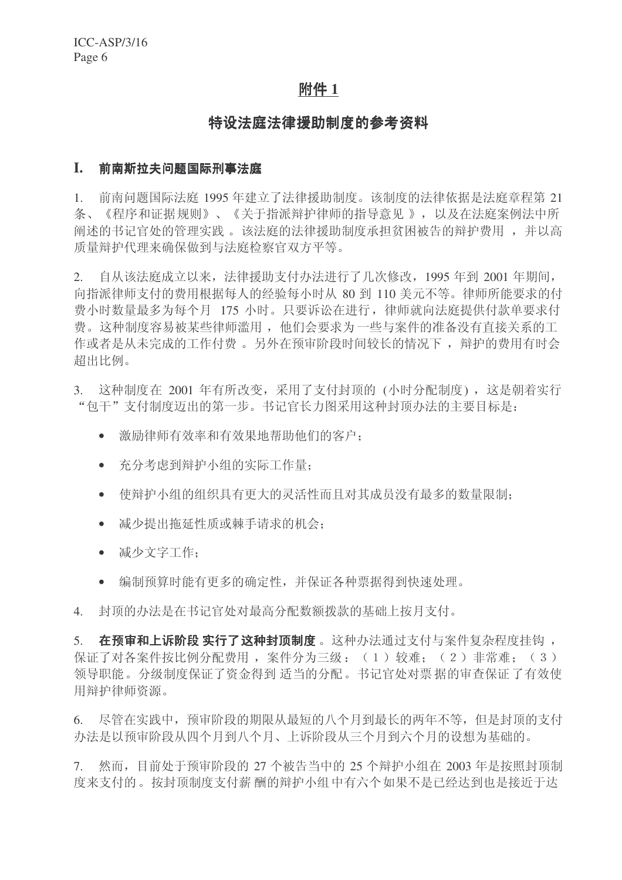# 附件 1

## 特设法庭法律援助制度的参考资料

### I. 前南斯拉夫问题国际刑事法庭

1. 前南问题国际法庭 1995 年建立了法律援助制度。该制度的法律依据是法庭章程第 21 条、《程序和证据规则》、《关于指派辩护律师的指导意见 》，以及在法庭案例法中所阐述的书记官处的管理实践 。该法庭的法律援助制度承担贫困被告的辩护费用 ，并以高质量辩护代理来确保做到与法庭检察官双方平等。

2. 自从该法庭成立以来，法律援助支付办法进行了几次修改，1995 年到 2001 年期间，向指派律师支付的费用根据每人的经验每小时从 80 到 110 美元不等。律师所能要求的付费小时数量最多为每个月 175 小时。只要诉讼在进行，律师就向法庭提供付款单要求付费。这种制度容易被某些律师滥用 ，他们会要求为一些与案件的准备没有直接关系的工作或者是从未完成的工作付费 。另外在预审阶段时间较长的情况下 ，辩护的费用有时会超出比例。

3. 这种制度在 2001 年有所改变，采用了支付封顶的 (小时分配制度) ，这是朝着实行“包干”支付制度迈出的第一步。书记官长力图采用这种封顶办法的主要目标是：

- 激励律师有效率和有效果地帮助他们的客户；
- 充分考虑到辩护小组的实际工作量；
- 使辩护小组的组织具有更大的灵活性而且对其成员没有最多的数量限制；
- 减少提出拖延性质或棘手请求的机会；
- 减少文字工作；
- 编制预算时能有更多的确定性，并保证各种票据得到快速处理。

4. 封顶的办法是在书记官处对最高分配数额拨款的基础上按月支付。

5. **在预审和上诉阶段 实行了这种封顶制度** 。这种办法通过支付与案件复杂程度挂钩 ，保证了对各案件按比例分配费用 ，案件分为三级：（ 1 ）较难；（ 2 ）非常难；（ 3 ）领导职能。分级制度保证了资金得到 适当的分配。书记官处对票 据的审查保证 了有效使用辩护律师资源。

6. 尽管在实践中，预审阶段的期限从最短的八个月到最长的两年不等，但是封顶的支付办法是以预审阶段从四个月到八个月、上诉阶段从三个月到六个月的设想为基础的。

7. 然而，目前处于预审阶段的 27 个被告当中的 25 个辩护小组在 2003 年是按照封顶制度来支付的 。按封顶制度支付薪 酬的辩护小组中有六个如果不是已经达到也是接近于达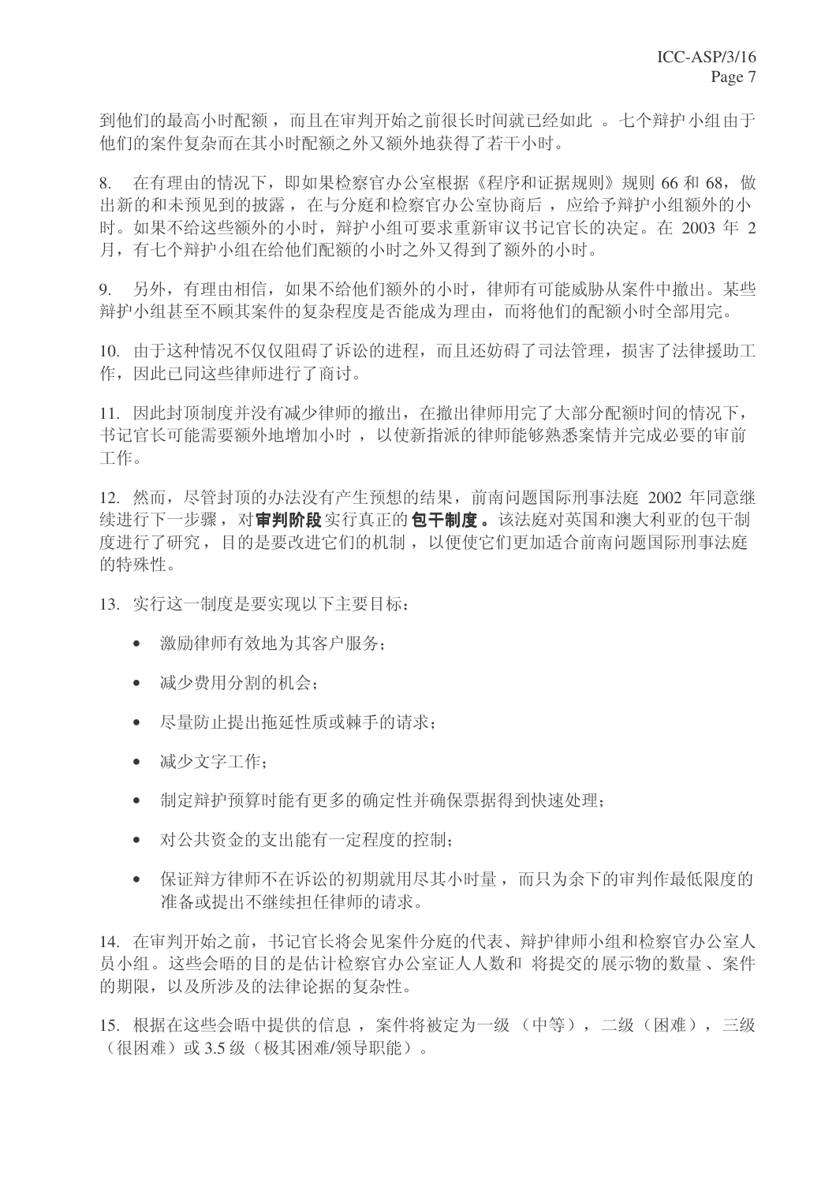到他们的最高小时配额，而且在审判开始之前很长时间就已经如此 。七个辩护小组由于他们的案件复杂而在其小时配额之外又额外地获得了若干小时。

8. 在有理由的情况下，即如果检察官办公室根据《程序和证据规则》规则 66 和 68，做出新的和未预见到的披露， 在与分庭和检察官办公室协商后 ，应给予辩护小组额外的小时。如果不给这些额外的小时，辩护小组可要求重新审议书记官长的决定。在 2003 年 2 月，有七个辩护小组在给他们配额的小时之外又得到了额外的小时。

9. 另外，有理由相信，如果不给他们额外的小时，律师有可能威胁从案件中撤出。某些辩护小组甚至不顾其案件的复杂程度是否能成为理由，而将他们的配额小时全部用完。

10. 由于这种情况不仅仅阻碍了诉讼的进程，而且还妨碍了司法管理，损害了法律援助工作，因此已同这些律师进行了商讨。

11. 因此封顶制度并没有减少律师的撤出，在撤出律师用完了大部分配额时间的情况下，书记官长可能需要额外地增加小时 ，以使新指派的律师能够熟悉案情并完成必要的审前工作。

12. 然而，尽管封顶的办法没有产生预想的结果，前南问题国际刑事法庭 2002 年同意继续进行下一步骤，对**审判阶段**实行真正的**包干制度。**该法庭对英国和澳大利亚的包干制度进行了研究，目的是要改进它们的机制 ，以便使它们更加适合前南问题国际刑事法庭的特殊性。

13. 实行这一制度是要实现以下主要目标：

- 激励律师有效地为其客户服务；
- 减少费用分割的机会；
- 尽量防止提出拖延性质或棘手的请求；
- 减少文字工作；
- 制定辩护预算时能有更多的确定性并确保票据得到快速处理；
- 对公共资金的支出能有一定程度的控制；
- 保证辩方律师不在诉讼的初期就用尽其小时量 ，而只为余下的审判作最低限度的准备或提出不继续担任律师的请求。

14. 在审判开始之前，书记官长将会见案件分庭的代表、辩护律师小组和检察官办公室人员小组。这些会晤的目的是估计检察官办公室证人人数和 将提交的展示物的数量 、案件的期限，以及所涉及的法律论据的复杂性。

15. 根据在这些会晤中提供的信息 ，案件将被定为一级 （中等），二级（困难），三级（很困难）或 3.5 级（极其困难/领导职能）。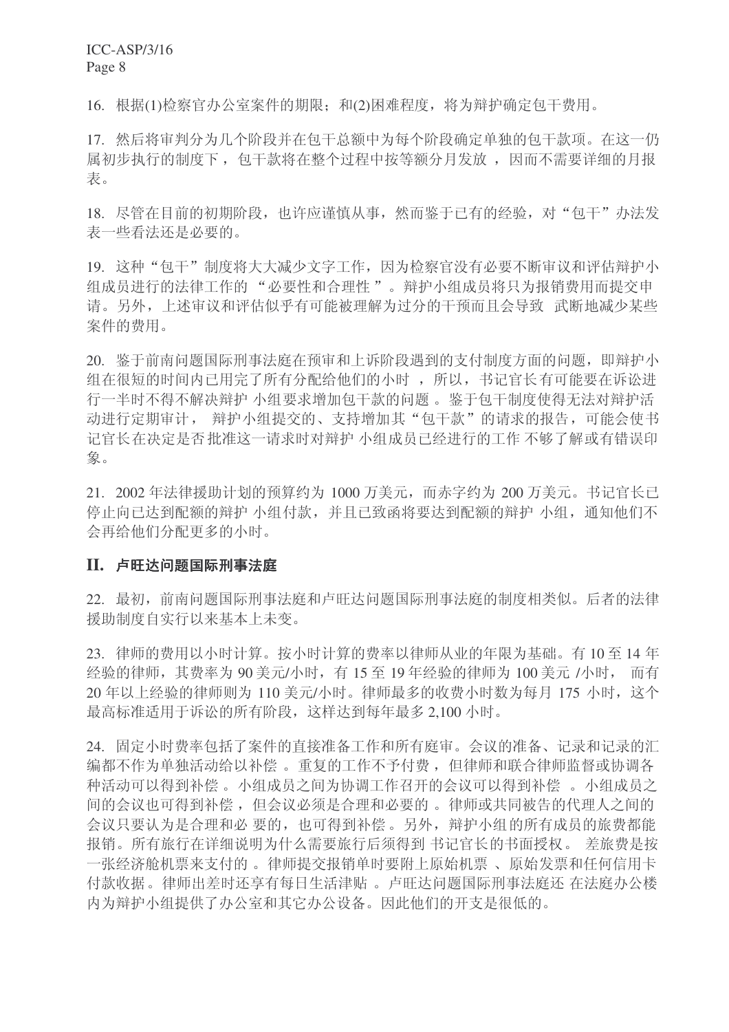16. 根据(1)检察官办公室案件的期限；和(2)困难程度，将为辩护确定包干费用。

17. 然后将审判分为几个阶段并在包干总额中为每个阶段确定单独的包干款项。在这一仍属初步执行的制度下，包干款将在整个过程中按等额分月发放，因而不需要详细的月报表。

18. 尽管在目前的初期阶段，也许应谨慎从事，然而鉴于已有的经验，对“包干”办法发表一些看法还是必要的。

19. 这种“包干”制度将大大减少文字工作，因为检察官没有必要不断审议和评估辩护小组成员进行的法律工作的“必要性和合理性”。辩护小组成员将只为报销费用而提交申请。另外，上述审议和评估似乎有可能被理解为过分的干预而且会导致武断地减少某些案件的费用。

20. 鉴于前南问题国际刑事法庭在预审和上诉阶段遇到的支付制度方面的问题，即辩护小组在很短的时间内已用完了所有分配给他们的小时，所以，书记官长有可能要在诉讼进行一半时不得不解决辩护小组要求增加包干款的问题。鉴于包干制度使得无法对辩护活动进行定期审计，辩护小组提交的、支持增加其“包干款”的请求的报告，可能会使书记官长在决定是否批准这一请求时对辩护小组成员已经进行的工作不够了解或有错误印象。

21. 2002 年法律援助计划的预算约为 1000 万美元，而赤字约为 200 万美元。书记官长已停止向已达到配额的辩护小组付款，并且已致函将要达到配额的辩护小组，通知他们不会再给他们分配更多的小时。

## II. 卢旺达问题国际刑事法庭

22. 最初，前南问题国际刑事法庭和卢旺达问题国际刑事法庭的制度相类似。后者的法律援助制度自实行以来基本上未变。

23. 律师的费用以小时计算。按小时计算的费率以律师从业的年限为基础。有 10 至 14 年经验的律师，其费率为 90 美元/小时，有 15 至 19 年经验的律师为 100 美元/小时，而有 20 年以上经验的律师则为 110 美元/小时。律师最多的收费小时数为每月 175 小时，这个最高标准适用于诉讼的所有阶段，这样达到每年最多 2,100 小时。

24. 固定小时费率包括了案件的直接准备工作和所有庭审。会议的准备、记录和记录的汇编都不作为单独活动给以补偿。重复的工作不予付费，但律师和联合律师监督或协调各种活动可以得到补偿。小组成员之间为协调工作召开的会议可以得到补偿。小组成员之间的会议也可得到补偿，但会议必须是合理和必要的。律师或共同被告的代理人之间的会议只要认为是合理和必要的，也可得到补偿。另外，辩护小组的所有成员的旅费都能报销。所有旅行在详细说明为什么需要旅行后须得到书记官长的书面授权。差旅费是按一张经济舱机票来支付的。律师提交报销单时要附上原始机票、原始发票和任何信用卡付款收据。律师出差时还享有每日生活津贴。卢旺达问题国际刑事法庭还在法庭办公楼内为辩护小组提供了办公室和其它办公设备。因此他们的开支是很低的。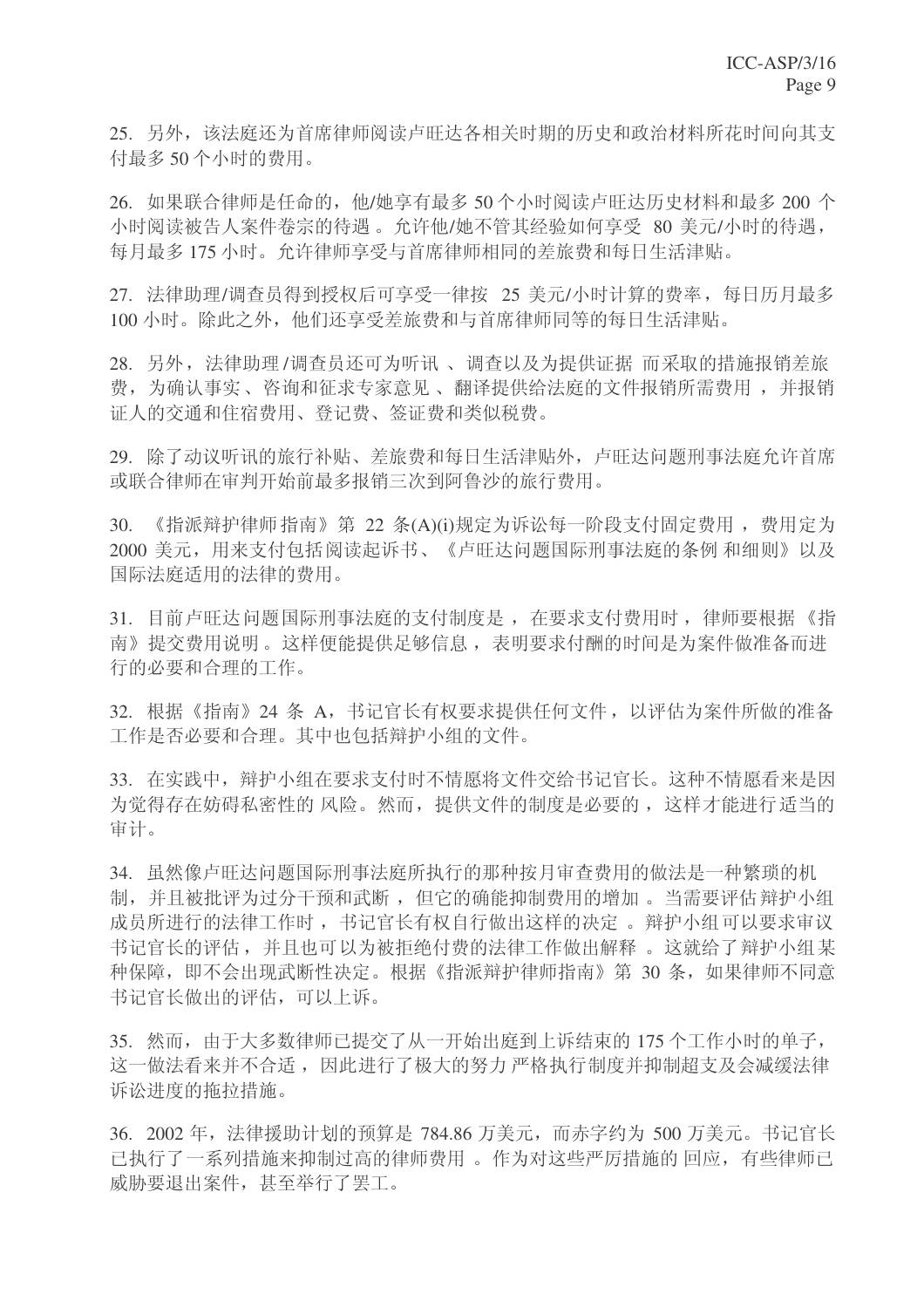25. 另外，该法庭还为首席律师阅读卢旺达各相关时期的历史和政治材料所花时间向其支付最多 50 个小时的费用。

26. 如果联合律师是任命的，他/她享有最多 50 个小时阅读卢旺达历史材料和最多 200 个小时阅读被告人案件卷宗的待遇。允许他/她不管其经验如何享受 80 美元/小时的待遇，每月最多 175 小时。允许律师享受与首席律师相同的差旅费和每日生活津贴。

27. 法律助理/调查员得到授权后可享受一律按 25 美元/小时计算的费率，每日历月最多 100 小时。除此之外，他们还享受差旅费和与首席律师同等的每日生活津贴。

28. 另外，法律助理/调查员还可为听讯、调查以及为提供证据而采取的措施报销差旅费，为确认事实、咨询和征求专家意见、翻译提供给法庭的文件报销所需费用，并报销证人的交通和住宿费用、登记费、签证费和类似税费。

29. 除了动议听讯的旅行补贴、差旅费和每日生活津贴外，卢旺达问题刑事法庭允许首席或联合律师在审判开始前最多报销三次到阿鲁沙的旅行费用。

30. 《指派辩护律师指南》第 22 条(A)(i)规定为诉讼每一阶段支付固定费用，费用定为 2000 美元，用来支付包括阅读起诉书、《卢旺达问题国际刑事法庭的条例和细则》以及国际法庭适用的法律的费用。

31. 目前卢旺达问题国际刑事法庭的支付制度是，在要求支付费用时，律师要根据《指南》提交费用说明。这样便能提供足够信息，表明要求付酬的时间是为案件做准备而进行的必要和合理的工作。

32. 根据《指南》24 条 A，书记官长有权要求提供任何文件，以评估为案件所做的准备工作是否必要和合理。其中也包括辩护小组的文件。

33. 在实践中，辩护小组在要求支付时不情愿将文件交给书记官长。这种不情愿看来是因为觉得存在妨碍私密性的风险。然而，提供文件的制度是必要的，这样才能进行适当的审计。

34. 虽然像卢旺达问题国际刑事法庭所执行的那种按月审查费用的做法是一种繁琐的机制，并且被批评为过分干预和武断，但它的确能抑制费用的增加。当需要评估辩护小组成员所进行的法律工作时，书记官长有权自行做出这样的决定。辩护小组可以要求审议书记官长的评估，并且也可以为被拒绝付费的法律工作做出解释。这就给了辩护小组某种保障，即不会出现武断性决定。根据《指派辩护律师指南》第 30 条，如果律师不同意书记官长做出的评估，可以上诉。

35. 然而，由于大多数律师已提交了从一开始出庭到上诉结束的 175 个工作小时的单子，这一做法看来并不合适，因此进行了极大的努力严格执行制度并抑制超支及会减缓法律诉讼进度的拖拉措施。

36. 2002 年，法律援助计划的预算是 784.86 万美元，而赤字约为 500 万美元。书记官长已执行了一系列措施来抑制过高的律师费用。作为对这些严厉措施的回应，有些律师已威胁要退出案件，甚至举行了罢工。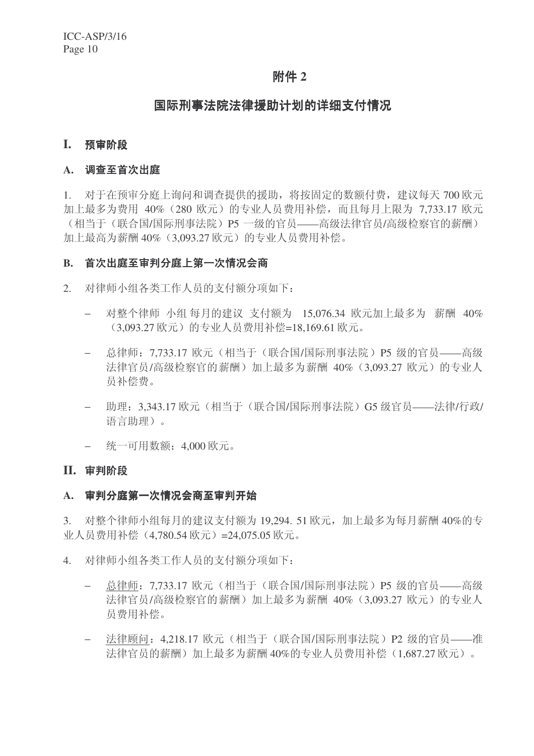# 附件 2

## 国际刑事法院法律援助计划的详细支付情况

### I. 预审阶段

#### A. 调查至首次出庭

1. 对于在预审分庭上询问和调查提供的援助，将按固定的数额付费，建议每天 700 欧元加上最多为费用 40%（280 欧元）的专业人员费用补偿，而且每月上限为 7,733.17 欧元（相当于（联合国/国际刑事法院）P5 一级的官员——高级法律官员/高级检察官的薪酬）加上最高为薪酬 40%（3,093.27 欧元）的专业人员费用补偿。

#### B. 首次出庭至审判分庭上第一次情况会商

2. 对律师小组各类工作人员的支付额分项如下：

- 对整个律师 小组 每月的建议 支付额为 15,076.34 欧元加上最多为 薪酬 40%（3,093.27 欧元）的专业人员费用补偿=18,169.61 欧元。
- 总律师：7,733.17 欧元（相当于（联合国/国际刑事法院）P5 级的官员——高级法律官员/高级检察官的薪酬）加上最多为薪酬 40%（3,093.27 欧元）的专业人员补偿费。
- 助理：3,343.17 欧元（相当于（联合国/国际刑事法院）G5 级官员——法律/行政/语言助理）。
- 统一可用数额：4,000 欧元。

### II. 审判阶段

#### A. 审判分庭第一次情况会商至审判开始

3. 对整个律师小组每月的建议支付额为 19,294. 51 欧元，加上最多为每月薪酬 40%的专业人员费用补偿（4,780.54 欧元）=24,075.05 欧元。

4. 对律师小组各类工作人员的支付额分项如下：

- <u>总律师</u>：7,733.17 欧元（相当于（联合国/国际刑事法院）P5 级的官员——高级法律官员/高级检察官的薪酬）加上最多为薪酬 40%（3,093.27 欧元）的专业人员费用补偿。
- <u>法律顾问</u>：4,218.17 欧元（相当于（联合国/国际刑事法院）P2 级的官员——准法律官员的薪酬）加上最多为薪酬 40%的专业人员费用补偿（1,687.27 欧元）。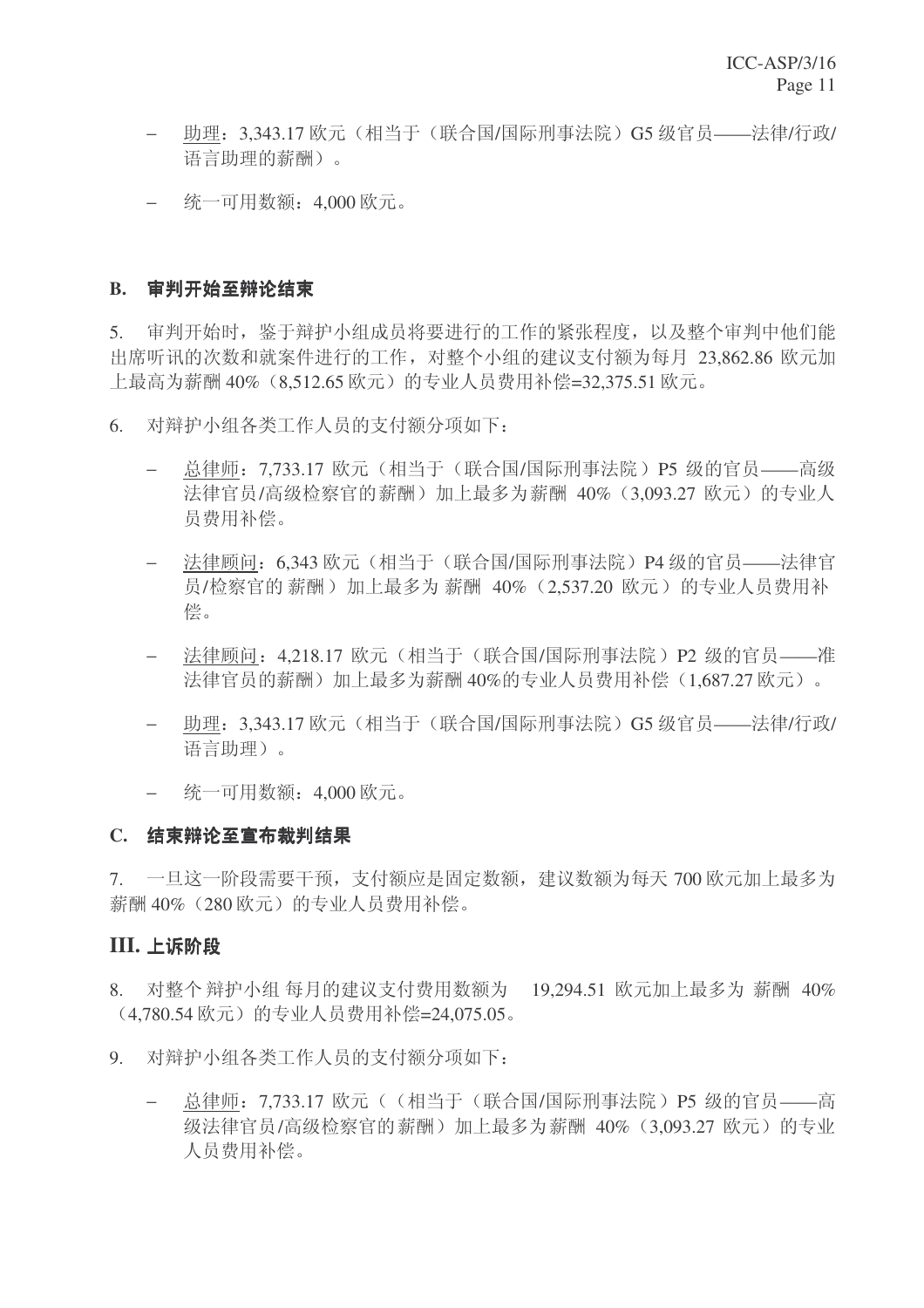- 助理：3,343.17 欧元（相当于（联合国/国际刑事法院）G5 级官员——法律/行政/语言助理的薪酬）。

- 统一可用数额：4,000 欧元。

## B. 审判开始至辩论结束

5. 审判开始时，鉴于辩护小组成员将要进行的工作的紧张程度，以及整个审判中他们能出席听讯的次数和就案件进行的工作，对整个小组的建议支付额为每月 23,862.86 欧元加上最高为薪酬 40%（8,512.65 欧元）的专业人员费用补偿=32,375.51 欧元。

6. 对辩护小组各类工作人员的支付额分项如下：

- 总律师：7,733.17 欧元（相当于（联合国/国际刑事法院）P5 级的官员——高级法律官员/高级检察官的薪酬）加上最多为薪酬 40%（3,093.27 欧元）的专业人员费用补偿。

- 法律顾问：6,343 欧元（相当于（联合国/国际刑事法院）P4 级的官员——法律官员/检察官的 薪酬）加上最多为 薪酬 40%（2,537.20 欧元）的专业人员费用补偿。

- 法律顾问：4,218.17 欧元（相当于（联合国/国际刑事法院）P2 级的官员——准法律官员的薪酬）加上最多为薪酬 40%的专业人员费用补偿（1,687.27 欧元）。

- 助理：3,343.17 欧元（相当于（联合国/国际刑事法院）G5 级官员——法律/行政/语言助理）。

- 统一可用数额：4,000 欧元。

## C. 结束辩论至宣布裁判结果

7. 一旦这一阶段需要干预，支付额应是固定数额，建议数额为每天 700 欧元加上最多为薪酬 40%（280 欧元）的专业人员费用补偿。

# III. 上诉阶段

8. 对整个 辩护小组 每月的建议支付费用数额为 19,294.51 欧元加上最多为 薪酬 40%（4,780.54 欧元）的专业人员费用补偿=24,075.05。

9. 对辩护小组各类工作人员的支付额分项如下：

- 总律师：7,733.17 欧元（（相当于（联合国/国际刑事法院）P5 级的官员——高级法律官员/高级检察官的薪酬）加上最多为薪酬 40%（3,093.27 欧元）的专业人员费用补偿。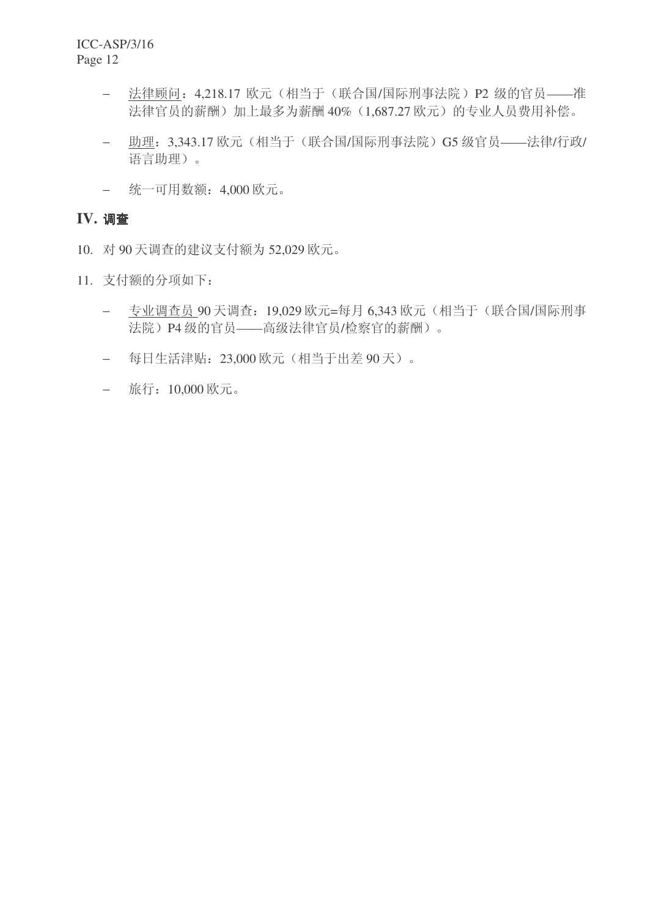- 法律顾问：4,218.17 欧元（相当于（联合国/国际刑事法院）P2 级的官员——准法律官员的薪酬）加上最多为薪酬 40%（1,687.27 欧元）的专业人员费用补偿。

- 助理：3,343.17 欧元（相当于（联合国/国际刑事法院）G5 级官员——法律/行政/语言助理）。

- 统一可用数额：4,000 欧元。

## IV. 调查

10. 对 90 天调查的建议支付额为 52,029 欧元。

11. 支付额的分项如下：

- 专业调查员 90 天调查：19,029 欧元=每月 6,343 欧元（相当于（联合国/国际刑事法院）P4 级的官员——高级法律官员/检察官的薪酬）。

- 每日生活津贴：23,000 欧元（相当于出差 90 天）。

- 旅行：10,000 欧元。